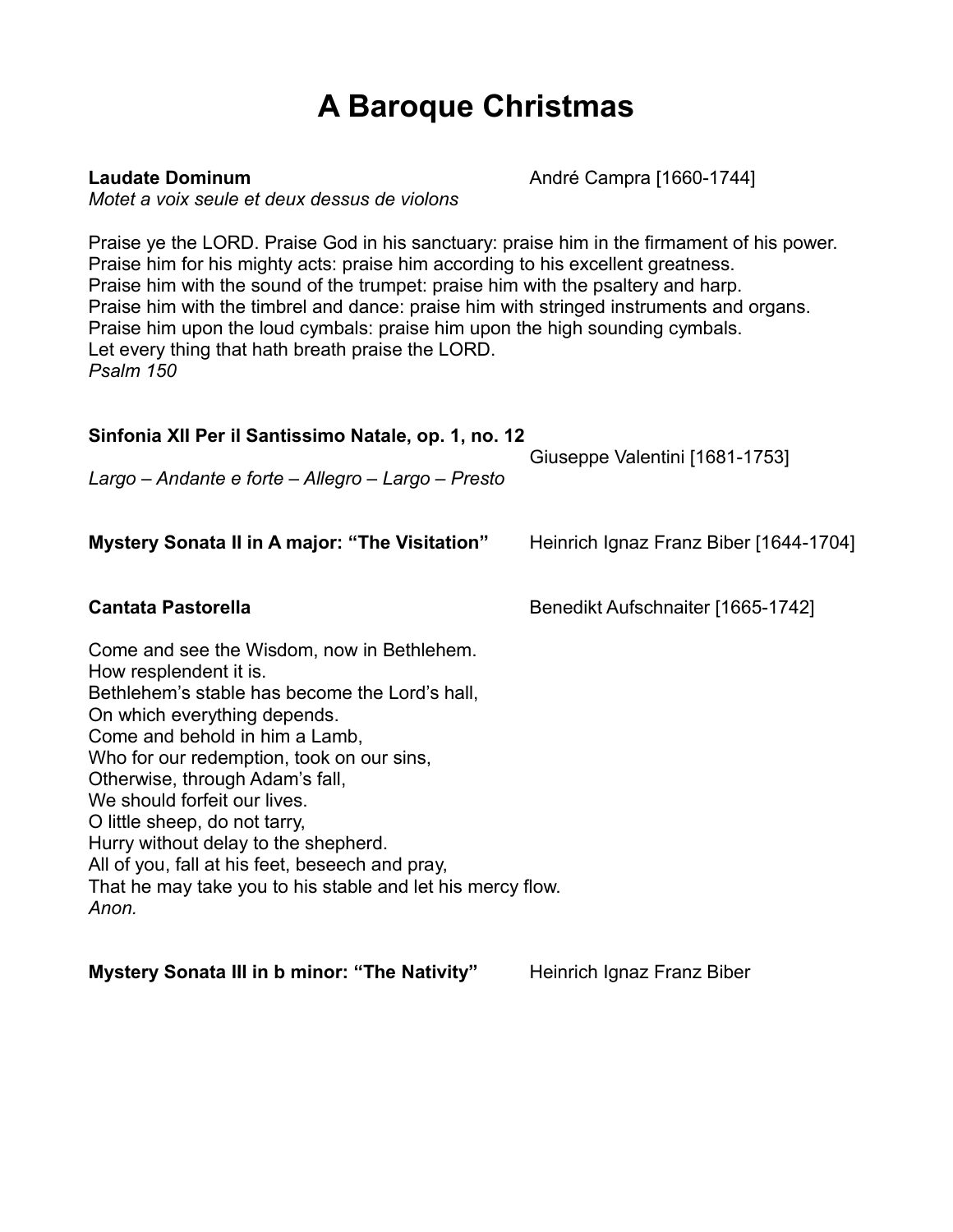# A Baroque Christmas

**Laudate Dominum** André Campra [1660-1744]
*Motet a voix seule et deux dessus de violons*

Praise ye the LORD. Praise God in his sanctuary: praise him in the firmament of his power.
Praise him for his mighty acts: praise him according to his excellent greatness.
Praise him with the sound of the trumpet: praise him with the psaltery and harp.
Praise him with the timbrel and dance: praise him with stringed instruments and organs.
Praise him upon the loud cymbals: praise him upon the high sounding cymbals.
Let every thing that hath breath praise the LORD.
*Psalm 150*

**Sinfonia XII Per il Santissimo Natale, op. 1, no. 12** Giuseppe Valentini [1681-1753]
*Largo – Andante e forte – Allegro – Largo – Presto*

**Mystery Sonata II in A major: "The Visitation"** Heinrich Ignaz Franz Biber [1644-1704]

**Cantata Pastorella** Benedikt Aufschnaiter [1665-1742]

Come and see the Wisdom, now in Bethlehem.
How resplendent it is.
Bethlehem's stable has become the Lord's hall,
On which everything depends.
Come and behold in him a Lamb,
Who for our redemption, took on our sins,
Otherwise, through Adam's fall,
We should forfeit our lives.
O little sheep, do not tarry,
Hurry without delay to the shepherd.
All of you, fall at his feet, beseech and pray,
That he may take you to his stable and let his mercy flow.
*Anon.*

**Mystery Sonata III in b minor: "The Nativity"** Heinrich Ignaz Franz Biber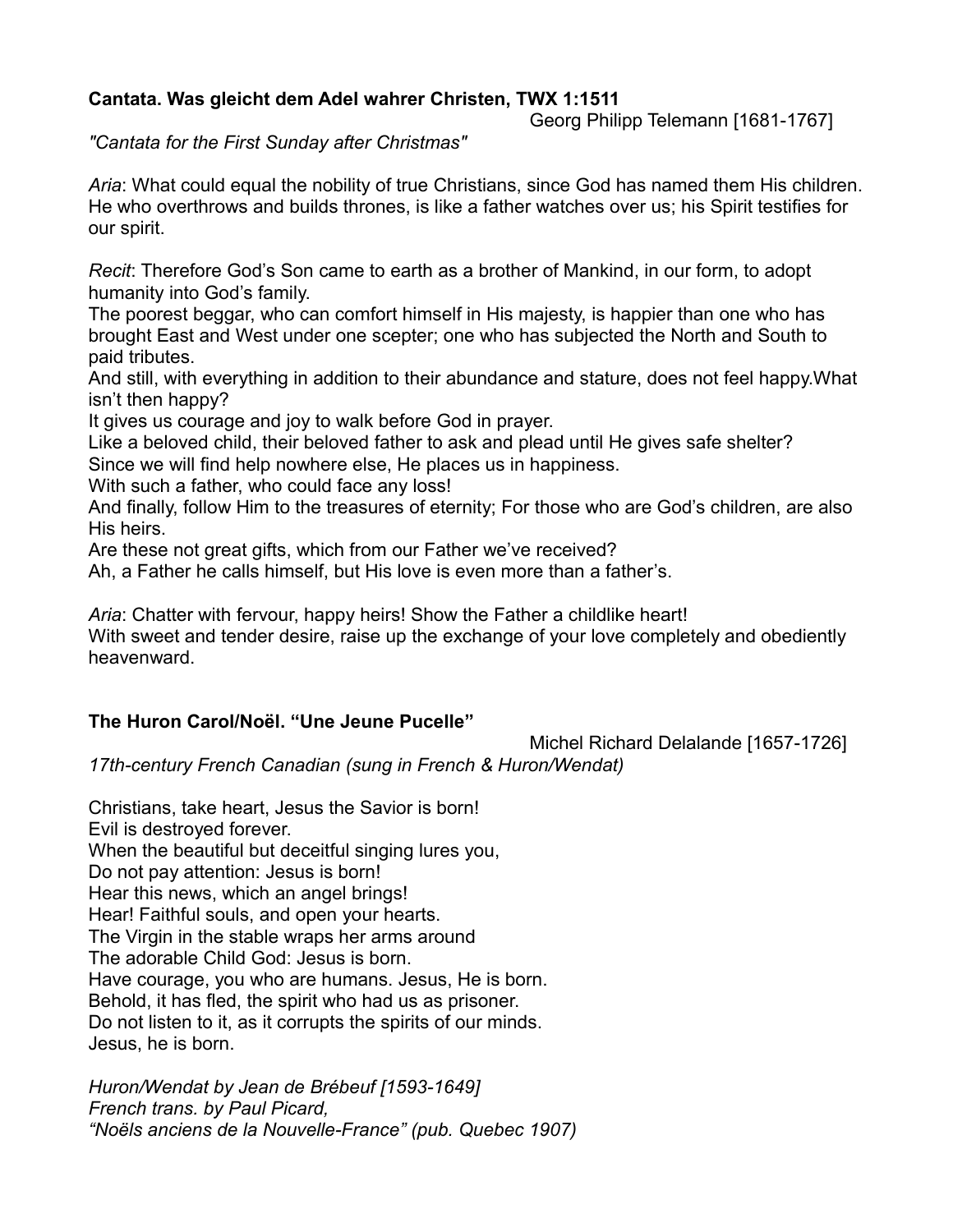**Cantata. Was gleicht dem Adel wahrer Christen, TWX 1:1511**

Georg Philipp Telemann [1681-1767]

*"Cantata for the First Sunday after Christmas"*

*Aria*: What could equal the nobility of true Christians, since God has named them His children. He who overthrows and builds thrones, is like a father watches over us; his Spirit testifies for our spirit.

*Recit*: Therefore God's Son came to earth as a brother of Mankind, in our form, to adopt humanity into God's family.
The poorest beggar, who can comfort himself in His majesty, is happier than one who has brought East and West under one scepter; one who has subjected the North and South to paid tributes.
And still, with everything in addition to their abundance and stature, does not feel happy.What isn't then happy?
It gives us courage and joy to walk before God in prayer.
Like a beloved child, their beloved father to ask and plead until He gives safe shelter?
Since we will find help nowhere else, He places us in happiness.
With such a father, who could face any loss!
And finally, follow Him to the treasures of eternity; For those who are God's children, are also His heirs.
Are these not great gifts, which from our Father we've received?
Ah, a Father he calls himself, but His love is even more than a father's.

*Aria*: Chatter with fervour, happy heirs! Show the Father a childlike heart!
With sweet and tender desire, raise up the exchange of your love completely and obediently heavenward.

**The Huron Carol/Noël. "Une Jeune Pucelle"**

Michel Richard Delalande [1657-1726]

*17th-century French Canadian (sung in French & Huron/Wendat)*

Christians, take heart, Jesus the Savior is born!
Evil is destroyed forever.
When the beautiful but deceitful singing lures you,
Do not pay attention: Jesus is born!
Hear this news, which an angel brings!
Hear! Faithful souls, and open your hearts.
The Virgin in the stable wraps her arms around
The adorable Child God: Jesus is born.
Have courage, you who are humans. Jesus, He is born.
Behold, it has fled, the spirit who had us as prisoner.
Do not listen to it, as it corrupts the spirits of our minds.
Jesus, he is born.

*Huron/Wendat by Jean de Brébeuf [1593-1649]*
*French trans. by Paul Picard,*
*"Noëls anciens de la Nouvelle-France" (pub. Quebec 1907)*